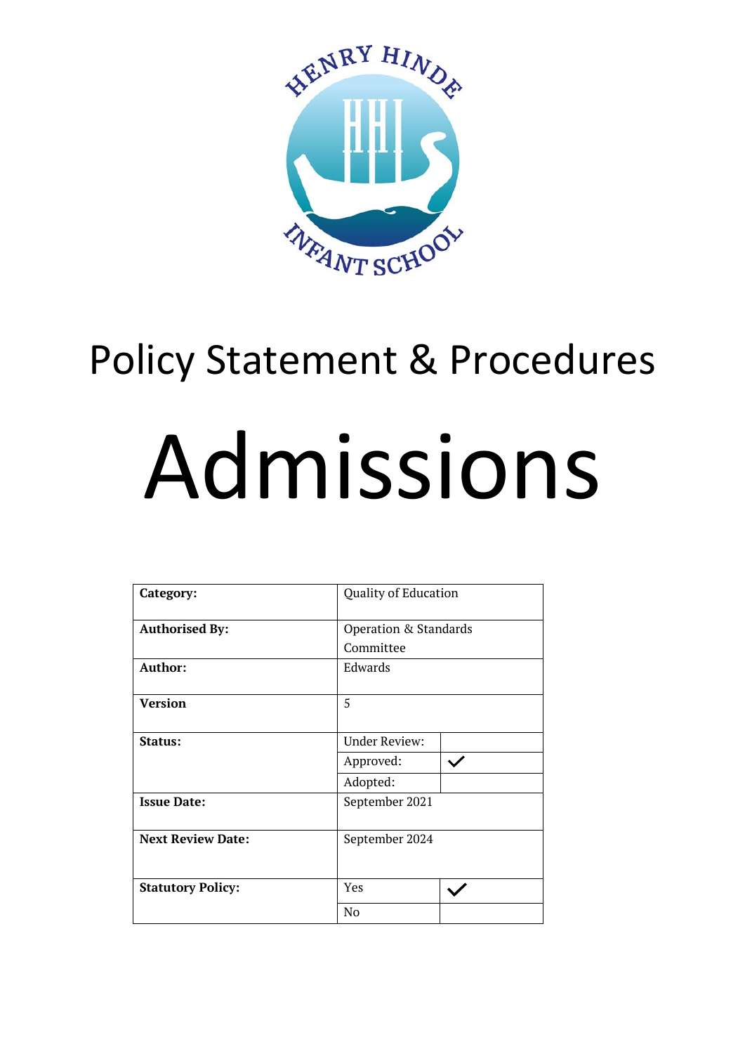HENRY HINDE INFANT SCHOOL

# Policy Statement & Procedures

# Admissions

| **Category:** | Quality of Education | |
|---|---|---|
| **Authorised By:** | Operation & Standards Committee | |
| **Author:** | Edwards | |
| **Version** | 5 | |
| **Status:** | Under Review: | |
| | Approved: | ✓ |
| | Adopted: | |
| **Issue Date:** | September 2021 | |
| **Next Review Date:** | September 2024 | |
| **Statutory Policy:** | Yes | ✓ |
| | No | |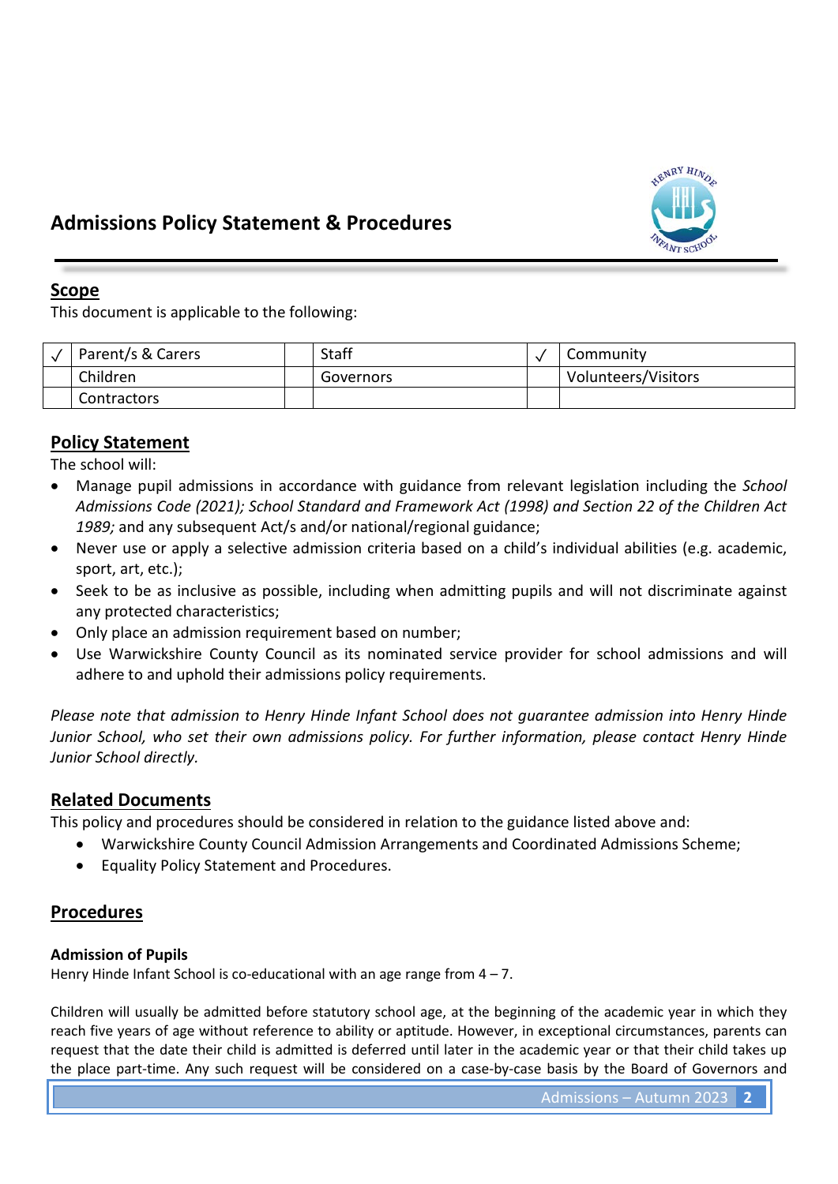# Admissions Policy Statement & Procedures

## Scope

This document is applicable to the following:

| | | | | | |
|---|---|---|---|---|---|
| ✓ | Parent/s & Carers | | Staff | ✓ | Community |
| | Children | | Governors | | Volunteers/Visitors |
| | Contractors | | | | |

## Policy Statement

The school will:

- Manage pupil admissions in accordance with guidance from relevant legislation including the *School Admissions Code (2021); School Standard and Framework Act (1998) and Section 22 of the Children Act 1989;* and any subsequent Act/s and/or national/regional guidance;
- Never use or apply a selective admission criteria based on a child's individual abilities (e.g. academic, sport, art, etc.);
- Seek to be as inclusive as possible, including when admitting pupils and will not discriminate against any protected characteristics;
- Only place an admission requirement based on number;
- Use Warwickshire County Council as its nominated service provider for school admissions and will adhere to and uphold their admissions policy requirements.

*Please note that admission to Henry Hinde Infant School does not guarantee admission into Henry Hinde Junior School, who set their own admissions policy. For further information, please contact Henry Hinde Junior School directly.*

## Related Documents

This policy and procedures should be considered in relation to the guidance listed above and:

- Warwickshire County Council Admission Arrangements and Coordinated Admissions Scheme;
- Equality Policy Statement and Procedures.

## Procedures

### Admission of Pupils

Henry Hinde Infant School is co-educational with an age range from 4 – 7.

Children will usually be admitted before statutory school age, at the beginning of the academic year in which they reach five years of age without reference to ability or aptitude. However, in exceptional circumstances, parents can request that the date their child is admitted is deferred until later in the academic year or that their child takes up the place part-time. Any such request will be considered on a case-by-case basis by the Board of Governors and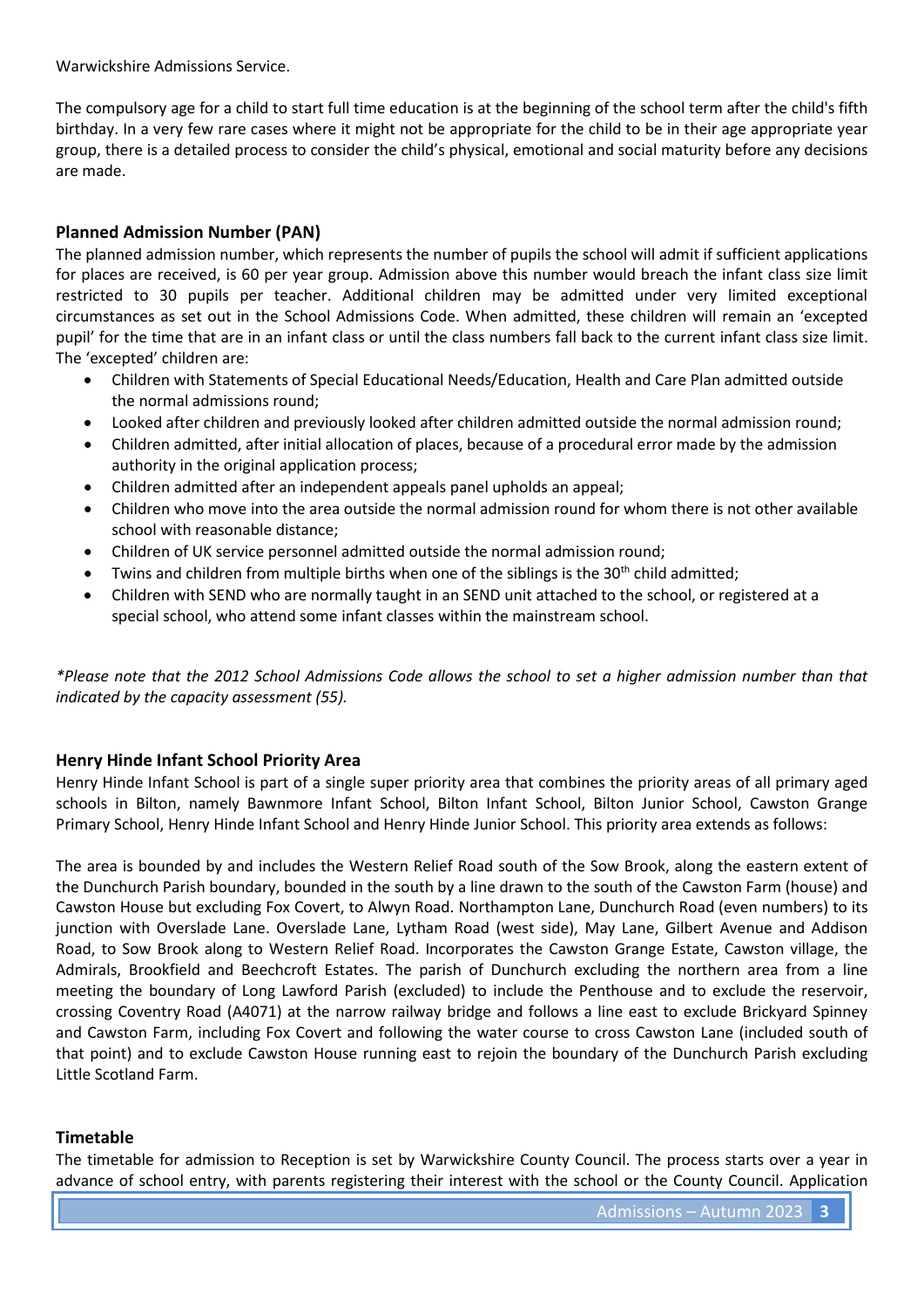Warwickshire Admissions Service.

The compulsory age for a child to start full time education is at the beginning of the school term after the child's fifth birthday. In a very few rare cases where it might not be appropriate for the child to be in their age appropriate year group, there is a detailed process to consider the child's physical, emotional and social maturity before any decisions are made.

### Planned Admission Number (PAN)

The planned admission number, which represents the number of pupils the school will admit if sufficient applications for places are received, is 60 per year group. Admission above this number would breach the infant class size limit restricted to 30 pupils per teacher. Additional children may be admitted under very limited exceptional circumstances as set out in the School Admissions Code. When admitted, these children will remain an 'excepted pupil' for the time that are in an infant class or until the class numbers fall back to the current infant class size limit. The 'excepted' children are:

- Children with Statements of Special Educational Needs/Education, Health and Care Plan admitted outside the normal admissions round;
- Looked after children and previously looked after children admitted outside the normal admission round;
- Children admitted, after initial allocation of places, because of a procedural error made by the admission authority in the original application process;
- Children admitted after an independent appeals panel upholds an appeal;
- Children who move into the area outside the normal admission round for whom there is not other available school with reasonable distance;
- Children of UK service personnel admitted outside the normal admission round;
- Twins and children from multiple births when one of the siblings is the 30th child admitted;
- Children with SEND who are normally taught in an SEND unit attached to the school, or registered at a special school, who attend some infant classes within the mainstream school.

*\*Please note that the 2012 School Admissions Code allows the school to set a higher admission number than that indicated by the capacity assessment (55).*

### Henry Hinde Infant School Priority Area

Henry Hinde Infant School is part of a single super priority area that combines the priority areas of all primary aged schools in Bilton, namely Bawnmore Infant School, Bilton Infant School, Bilton Junior School, Cawston Grange Primary School, Henry Hinde Infant School and Henry Hinde Junior School. This priority area extends as follows:

The area is bounded by and includes the Western Relief Road south of the Sow Brook, along the eastern extent of the Dunchurch Parish boundary, bounded in the south by a line drawn to the south of the Cawston Farm (house) and Cawston House but excluding Fox Covert, to Alwyn Road. Northampton Lane, Dunchurch Road (even numbers) to its junction with Overslade Lane. Overslade Lane, Lytham Road (west side), May Lane, Gilbert Avenue and Addison Road, to Sow Brook along to Western Relief Road. Incorporates the Cawston Grange Estate, Cawston village, the Admirals, Brookfield and Beechcroft Estates. The parish of Dunchurch excluding the northern area from a line meeting the boundary of Long Lawford Parish (excluded) to include the Penthouse and to exclude the reservoir, crossing Coventry Road (A4071) at the narrow railway bridge and follows a line east to exclude Brickyard Spinney and Cawston Farm, including Fox Covert and following the water course to cross Cawston Lane (included south of that point) and to exclude Cawston House running east to rejoin the boundary of the Dunchurch Parish excluding Little Scotland Farm.

### Timetable

The timetable for admission to Reception is set by Warwickshire County Council. The process starts over a year in advance of school entry, with parents registering their interest with the school or the County Council. Application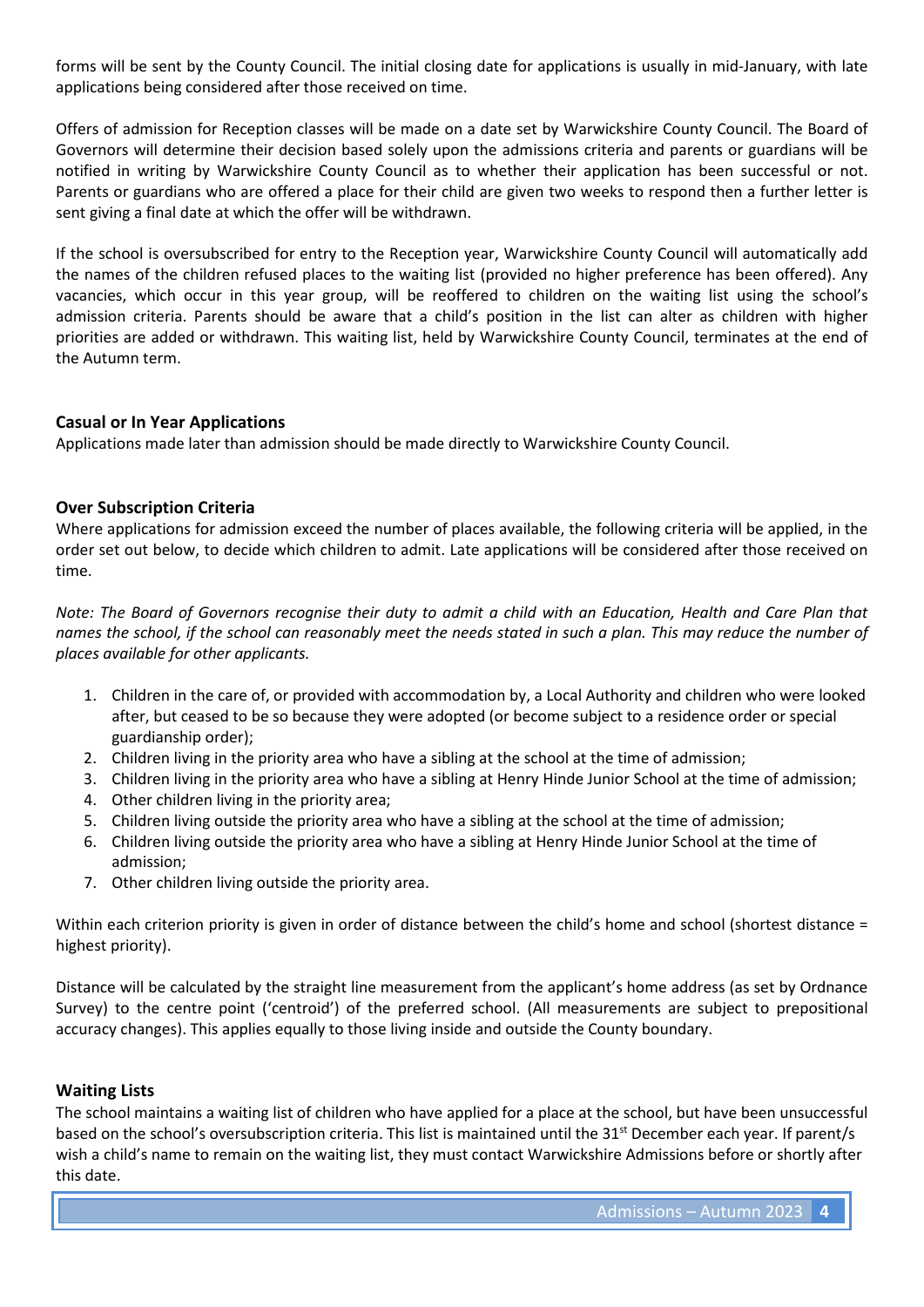forms will be sent by the County Council. The initial closing date for applications is usually in mid-January, with late applications being considered after those received on time.

Offers of admission for Reception classes will be made on a date set by Warwickshire County Council. The Board of Governors will determine their decision based solely upon the admissions criteria and parents or guardians will be notified in writing by Warwickshire County Council as to whether their application has been successful or not. Parents or guardians who are offered a place for their child are given two weeks to respond then a further letter is sent giving a final date at which the offer will be withdrawn.

If the school is oversubscribed for entry to the Reception year, Warwickshire County Council will automatically add the names of the children refused places to the waiting list (provided no higher preference has been offered). Any vacancies, which occur in this year group, will be reoffered to children on the waiting list using the school's admission criteria. Parents should be aware that a child's position in the list can alter as children with higher priorities are added or withdrawn. This waiting list, held by Warwickshire County Council, terminates at the end of the Autumn term.

### Casual or In Year Applications

Applications made later than admission should be made directly to Warwickshire County Council.

### Over Subscription Criteria

Where applications for admission exceed the number of places available, the following criteria will be applied, in the order set out below, to decide which children to admit. Late applications will be considered after those received on time.

*Note: The Board of Governors recognise their duty to admit a child with an Education, Health and Care Plan that names the school, if the school can reasonably meet the needs stated in such a plan. This may reduce the number of places available for other applicants.*

1. Children in the care of, or provided with accommodation by, a Local Authority and children who were looked after, but ceased to be so because they were adopted (or become subject to a residence order or special guardianship order);
2. Children living in the priority area who have a sibling at the school at the time of admission;
3. Children living in the priority area who have a sibling at Henry Hinde Junior School at the time of admission;
4. Other children living in the priority area;
5. Children living outside the priority area who have a sibling at the school at the time of admission;
6. Children living outside the priority area who have a sibling at Henry Hinde Junior School at the time of admission;
7. Other children living outside the priority area.

Within each criterion priority is given in order of distance between the child's home and school (shortest distance = highest priority).

Distance will be calculated by the straight line measurement from the applicant's home address (as set by Ordnance Survey) to the centre point ('centroid') of the preferred school. (All measurements are subject to prepositional accuracy changes). This applies equally to those living inside and outside the County boundary.

### Waiting Lists

The school maintains a waiting list of children who have applied for a place at the school, but have been unsuccessful based on the school's oversubscription criteria. This list is maintained until the 31st December each year. If parent/s wish a child's name to remain on the waiting list, they must contact Warwickshire Admissions before or shortly after this date.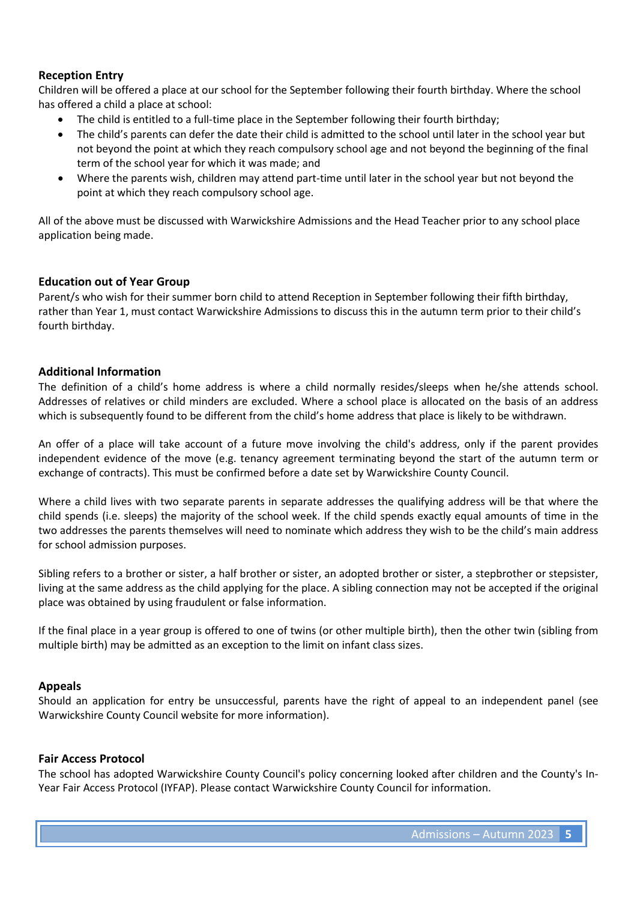### Reception Entry

Children will be offered a place at our school for the September following their fourth birthday. Where the school has offered a child a place at school:

- The child is entitled to a full-time place in the September following their fourth birthday;
- The child's parents can defer the date their child is admitted to the school until later in the school year but not beyond the point at which they reach compulsory school age and not beyond the beginning of the final term of the school year for which it was made; and
- Where the parents wish, children may attend part-time until later in the school year but not beyond the point at which they reach compulsory school age.

All of the above must be discussed with Warwickshire Admissions and the Head Teacher prior to any school place application being made.

### Education out of Year Group

Parent/s who wish for their summer born child to attend Reception in September following their fifth birthday, rather than Year 1, must contact Warwickshire Admissions to discuss this in the autumn term prior to their child's fourth birthday.

### Additional Information

The definition of a child's home address is where a child normally resides/sleeps when he/she attends school. Addresses of relatives or child minders are excluded. Where a school place is allocated on the basis of an address which is subsequently found to be different from the child's home address that place is likely to be withdrawn.

An offer of a place will take account of a future move involving the child's address, only if the parent provides independent evidence of the move (e.g. tenancy agreement terminating beyond the start of the autumn term or exchange of contracts). This must be confirmed before a date set by Warwickshire County Council.

Where a child lives with two separate parents in separate addresses the qualifying address will be that where the child spends (i.e. sleeps) the majority of the school week. If the child spends exactly equal amounts of time in the two addresses the parents themselves will need to nominate which address they wish to be the child's main address for school admission purposes.

Sibling refers to a brother or sister, a half brother or sister, an adopted brother or sister, a stepbrother or stepsister, living at the same address as the child applying for the place. A sibling connection may not be accepted if the original place was obtained by using fraudulent or false information.

If the final place in a year group is offered to one of twins (or other multiple birth), then the other twin (sibling from multiple birth) may be admitted as an exception to the limit on infant class sizes.

### Appeals

Should an application for entry be unsuccessful, parents have the right of appeal to an independent panel (see Warwickshire County Council website for more information).

### Fair Access Protocol

The school has adopted Warwickshire County Council's policy concerning looked after children and the County's In-Year Fair Access Protocol (IYFAP). Please contact Warwickshire County Council for information.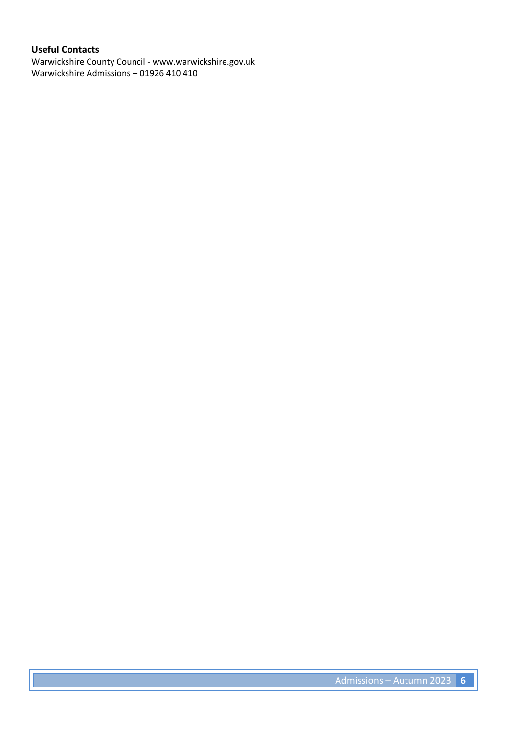**Useful Contacts**

Warwickshire County Council - www.warwickshire.gov.uk
Warwickshire Admissions – 01926 410 410